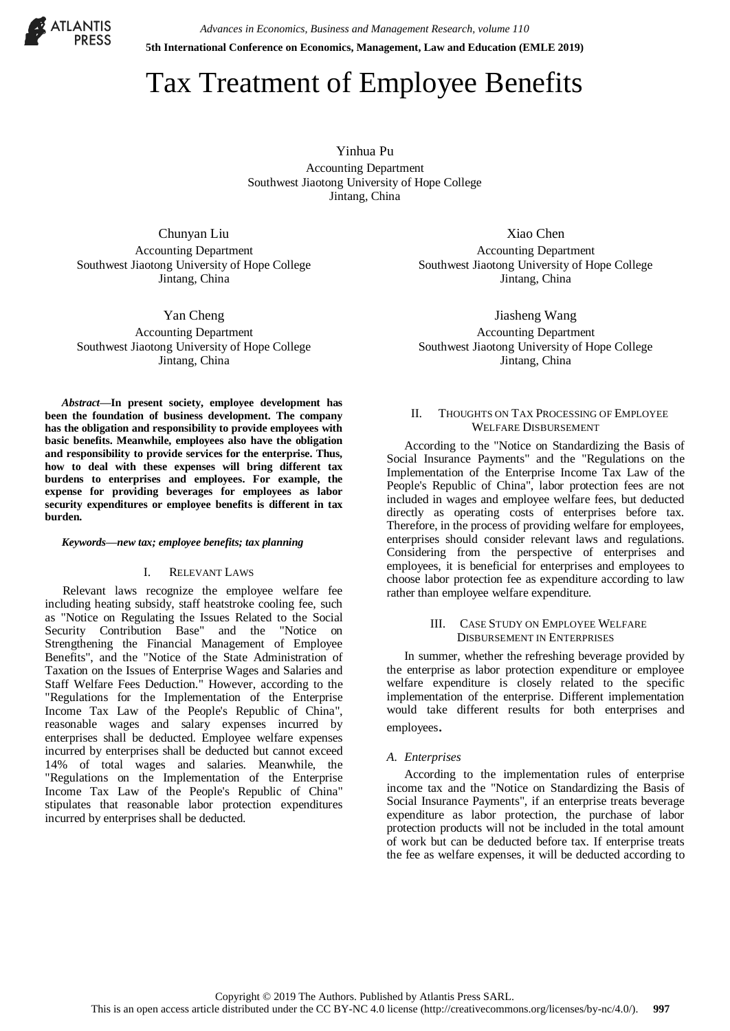# Tax Treatment of Employee Benefits

Yinhua Pu
Accounting Department
Southwest Jiaotong University of Hope College
Jintang, China

Chunyan Liu
Accounting Department
Southwest Jiaotong University of Hope College
Jintang, China

Xiao Chen
Accounting Department
Southwest Jiaotong University of Hope College
Jintang, China

Yan Cheng
Accounting Department
Southwest Jiaotong University of Hope College
Jintang, China

Jiasheng Wang
Accounting Department
Southwest Jiaotong University of Hope College
Jintang, China

***Abstract*—In present society, employee development has been the foundation of business development. The company has the obligation and responsibility to provide employees with basic benefits. Meanwhile, employees also have the obligation and responsibility to provide services for the enterprise. Thus, how to deal with these expenses will bring different tax burdens to enterprises and employees. For example, the expense for providing beverages for employees as labor security expenditures or employee benefits is different in tax burden.**

***Keywords*—new tax; employee benefits; tax planning**

## I. Relevant Laws

Relevant laws recognize the employee welfare fee including heating subsidy, staff heatstroke cooling fee, such as "Notice on Regulating the Issues Related to the Social Security Contribution Base" and the "Notice on Strengthening the Financial Management of Employee Benefits", and the "Notice of the State Administration of Taxation on the Issues of Enterprise Wages and Salaries and Staff Welfare Fees Deduction." However, according to the "Regulations for the Implementation of the Enterprise Income Tax Law of the People's Republic of China", reasonable wages and salary expenses incurred by enterprises shall be deducted. Employee welfare expenses incurred by enterprises shall be deducted but cannot exceed 14% of total wages and salaries. Meanwhile, the "Regulations on the Implementation of the Enterprise Income Tax Law of the People's Republic of China" stipulates that reasonable labor protection expenditures incurred by enterprises shall be deducted.

## II. Thoughts on Tax Processing of Employee Welfare Disbursement

According to the "Notice on Standardizing the Basis of Social Insurance Payments" and the "Regulations on the Implementation of the Enterprise Income Tax Law of the People's Republic of China", labor protection fees are not included in wages and employee welfare fees, but deducted directly as operating costs of enterprises before tax. Therefore, in the process of providing welfare for employees, enterprises should consider relevant laws and regulations. Considering from the perspective of enterprises and employees, it is beneficial for enterprises and employees to choose labor protection fee as expenditure according to law rather than employee welfare expenditure.

## III. Case Study on Employee Welfare Disbursement in Enterprises

In summer, whether the refreshing beverage provided by the enterprise as labor protection expenditure or employee welfare expenditure is closely related to the specific implementation of the enterprise. Different implementation would take different results for both enterprises and employees.

### A. Enterprises

According to the implementation rules of enterprise income tax and the "Notice on Standardizing the Basis of Social Insurance Payments", if an enterprise treats beverage expenditure as labor protection, the purchase of labor protection products will not be included in the total amount of work but can be deducted before tax. If enterprise treats the fee as welfare expenses, it will be deducted according to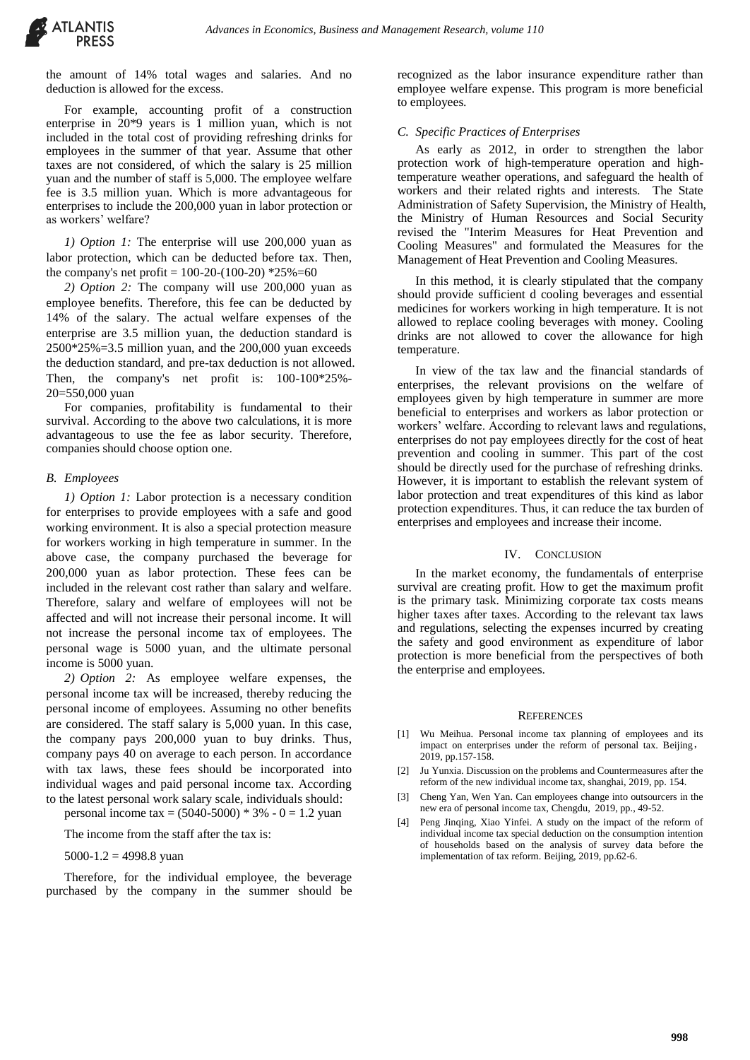the amount of 14% total wages and salaries. And no deduction is allowed for the excess.

For example, accounting profit of a construction enterprise in 20*9 years is 1 million yuan, which is not included in the total cost of providing refreshing drinks for employees in the summer of that year. Assume that other taxes are not considered, of which the salary is 25 million yuan and the number of staff is 5,000. The employee welfare fee is 3.5 million yuan. Which is more advantageous for enterprises to include the 200,000 yuan in labor protection or as workers' welfare?

*1) Option 1:* The enterprise will use 200,000 yuan as labor protection, which can be deducted before tax. Then, the company's net profit = 100-20-(100-20) *25%=60

*2) Option 2:* The company will use 200,000 yuan as employee benefits. Therefore, this fee can be deducted by 14% of the salary. The actual welfare expenses of the enterprise are 3.5 million yuan, the deduction standard is 2500*25%=3.5 million yuan, and the 200,000 yuan exceeds the deduction standard, and pre-tax deduction is not allowed. Then, the company's net profit is: 100-100*25%-20=550,000 yuan

For companies, profitability is fundamental to their survival. According to the above two calculations, it is more advantageous to use the fee as labor security. Therefore, companies should choose option one.

### *B. Employees*

*1) Option 1:* Labor protection is a necessary condition for enterprises to provide employees with a safe and good working environment. It is also a special protection measure for workers working in high temperature in summer. In the above case, the company purchased the beverage for 200,000 yuan as labor protection. These fees can be included in the relevant cost rather than salary and welfare. Therefore, salary and welfare of employees will not be affected and will not increase their personal income. It will not increase the personal income tax of employees. The personal wage is 5000 yuan, and the ultimate personal income is 5000 yuan.

*2) Option 2:* As employee welfare expenses, the personal income tax will be increased, thereby reducing the personal income of employees. Assuming no other benefits are considered. The staff salary is 5,000 yuan. In this case, the company pays 200,000 yuan to buy drinks. Thus, company pays 40 on average to each person. In accordance with tax laws, these fees should be incorporated into individual wages and paid personal income tax. According to the latest personal work salary scale, individuals should:

personal income tax = (5040-5000) * 3% - 0 = 1.2 yuan

The income from the staff after the tax is:

5000-1.2 = 4998.8 yuan

Therefore, for the individual employee, the beverage purchased by the company in the summer should be recognized as the labor insurance expenditure rather than employee welfare expense. This program is more beneficial to employees.

### *C. Specific Practices of Enterprises*

As early as 2012, in order to strengthen the labor protection work of high-temperature operation and high-temperature weather operations, and safeguard the health of workers and their related rights and interests. The State Administration of Safety Supervision, the Ministry of Health, the Ministry of Human Resources and Social Security revised the "Interim Measures for Heat Prevention and Cooling Measures" and formulated the Measures for the Management of Heat Prevention and Cooling Measures.

In this method, it is clearly stipulated that the company should provide sufficient d cooling beverages and essential medicines for workers working in high temperature. It is not allowed to replace cooling beverages with money. Cooling drinks are not allowed to cover the allowance for high temperature.

In view of the tax law and the financial standards of enterprises, the relevant provisions on the welfare of employees given by high temperature in summer are more beneficial to enterprises and workers as labor protection or workers' welfare. According to relevant laws and regulations, enterprises do not pay employees directly for the cost of heat prevention and cooling in summer. This part of the cost should be directly used for the purchase of refreshing drinks. However, it is important to establish the relevant system of labor protection and treat expenditures of this kind as labor protection expenditures. Thus, it can reduce the tax burden of enterprises and employees and increase their income.

## IV. Conclusion

In the market economy, the fundamentals of enterprise survival are creating profit. How to get the maximum profit is the primary task. Minimizing corporate tax costs means higher taxes after taxes. According to the relevant tax laws and regulations, selecting the expenses incurred by creating the safety and good environment as expenditure of labor protection is more beneficial from the perspectives of both the enterprise and employees.

## References

[1] Wu Meihua. Personal income tax planning of employees and its impact on enterprises under the reform of personal tax. Beijing，2019, pp.157-158.

[2] Ju Yunxia. Discussion on the problems and Countermeasures after the reform of the new individual income tax, shanghai, 2019, pp. 154.

[3] Cheng Yan, Wen Yan. Can employees change into outsourcers in the new era of personal income tax, Chengdu, 2019, pp., 49-52.

[4] Peng Jinqing, Xiao Yinfei. A study on the impact of the reform of individual income tax special deduction on the consumption intention of households based on the analysis of survey data before the implementation of tax reform. Beijing, 2019, pp.62-6.